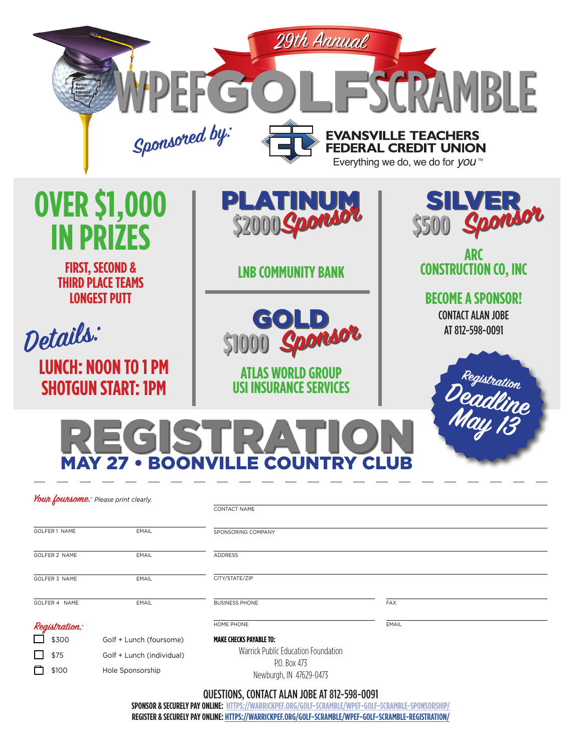# 29th Annual WPEF GOLF SCRAMBLE

Sponsored by:

**EVANSVILLE TEACHERS FEDERAL CREDIT UNION**
Everything we do, we do for *you*™

## OVER $1,000 IN PRIZES

FIRST, SECOND & THIRD PLACE TEAMS
LONGEST PUTT

### Details:

**LUNCH: NOON TO 1 PM**
**SHOTGUN START: 1PM**

## PLATINUM $2000 Sponsor

LNB COMMUNITY BANK

## GOLD $1000 Sponsor

ATLAS WORLD GROUP
USI INSURANCE SERVICES

## SILVER $500 Sponsor

ARC CONSTRUCTION CO, INC

**BECOME A SPONSOR!**
CONTACT ALAN JOBE AT 812-598-0091

**Registration Deadline May 13**

# REGISTRATION

## MAY 27 • BOONVILLE COUNTRY CLUB

---

*Your foursome:* Please print clearly.

| | |
|---|---|
| GOLFER 1 NAME | EMAIL |
| GOLFER 2 NAME | EMAIL |
| GOLFER 3 NAME | EMAIL |
| GOLFER 4 NAME | EMAIL |

CONTACT NAME

SPONSORING COMPANY

ADDRESS

CITY/STATE/ZIP

BUSINESS PHONE | FAX

HOME PHONE | EMAIL

*Registration:*

- ☐ $300 Golf + Lunch (foursome)
- ☐ $75 Golf + Lunch (individual)
- ☐ $100 Hole Sponsorship

**MAKE CHECKS PAYABLE TO:**
Warrick Public Education Foundation
P.O. Box 473
Newburgh, IN 47629-0473

**QUESTIONS, CONTACT ALAN JOBE AT 812-598-0091**

**SPONSOR & SECURELY PAY ONLINE:** HTTPS://WARRICKPEF.ORG/GOLF-SCRAMBLE/WPEF-GOLF-SCRAMBLE-SPONSORSHIP/

**REGISTER & SECURELY PAY ONLINE:** HTTPS://WARRICKPEF.ORG/GOLF-SCRAMBLE/WPEF-GOLF-SCRAMBLE-REGISTRATION/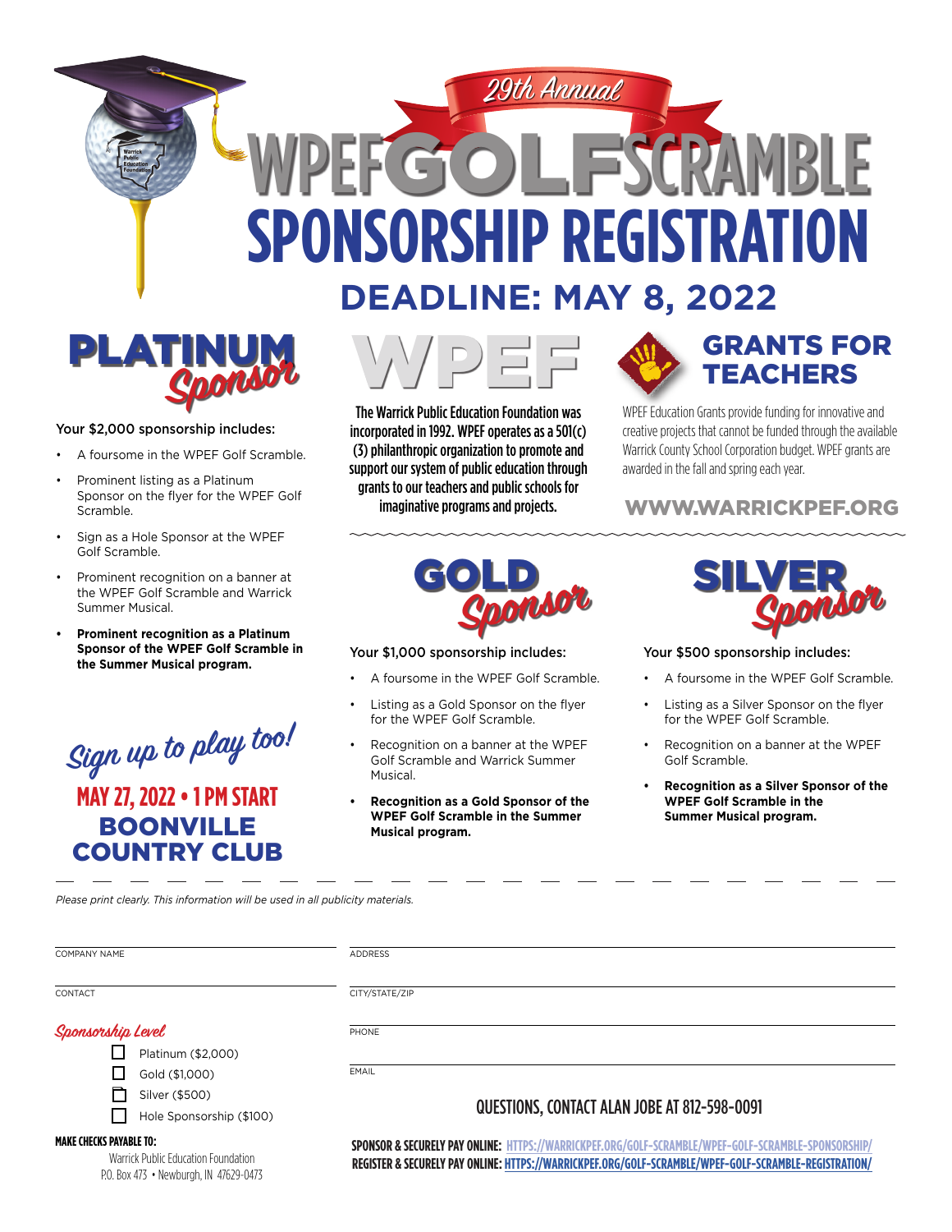# 29th Annual WPEF GOLF SCRAMBLE

# SPONSORSHIP REGISTRATION

## DEADLINE: MAY 8, 2022

## PLATINUM Sponsor

Your $2,000 sponsorship includes:

- A foursome in the WPEF Golf Scramble.
- Prominent listing as a Platinum Sponsor on the flyer for the WPEF Golf Scramble.
- Sign as a Hole Sponsor at the WPEF Golf Scramble.
- Prominent recognition on a banner at the WPEF Golf Scramble and Warrick Summer Musical.
- **Prominent recognition as a Platinum Sponsor of the WPEF Golf Scramble in the Summer Musical program.**

## WPEF

The Warrick Public Education Foundation was incorporated in 1992. WPEF operates as a 501(c)(3) philanthropic organization to promote and support our system of public education through grants to our teachers and public schools for imaginative programs and projects.

## GRANTS FOR TEACHERS

WPEF Education Grants provide funding for innovative and creative projects that cannot be funded through the available Warrick County School Corporation budget. WPEF grants are awarded in the fall and spring each year.

WWW.WARRICKPEF.ORG

## GOLD Sponsor

Your $1,000 sponsorship includes:

- A foursome in the WPEF Golf Scramble.
- Listing as a Gold Sponsor on the flyer for the WPEF Golf Scramble.
- Recognition on a banner at the WPEF Golf Scramble and Warrick Summer Musical.
- **Recognition as a Gold Sponsor of the WPEF Golf Scramble in the Summer Musical program.**

## SILVER Sponsor

Your $500 sponsorship includes:

- A foursome in the WPEF Golf Scramble.
- Listing as a Silver Sponsor on the flyer for the WPEF Golf Scramble.
- Recognition on a banner at the WPEF Golf Scramble.
- **Recognition as a Silver Sponsor of the WPEF Golf Scramble in the Summer Musical program.**

*Sign up to play too!*

**MAY 27, 2022 • 1 PM START**

**BOONVILLE COUNTRY CLUB**

---

*Please print clearly. This information will be used in all publicity materials.*

COMPANY NAME

ADDRESS

CONTACT

CITY/STATE/ZIP

PHONE

EMAIL

*Sponsorship Level*

- ☐ Platinum ($2,000)
- ☐ Gold ($1,000)
- ☐ Silver ($500)
- ☐ Hole Sponsorship ($100)

**MAKE CHECKS PAYABLE TO:**
Warrick Public Education Foundation
P.O. Box 473 • Newburgh, IN 47629-0473

**QUESTIONS, CONTACT ALAN JOBE AT 812-598-0091**

**SPONSOR & SECURELY PAY ONLINE:** HTTPS://WARRICKPEF.ORG/GOLF-SCRAMBLE/WPEF-GOLF-SCRAMBLE-SPONSORSHIP/

**REGISTER & SECURELY PAY ONLINE:** HTTPS://WARRICKPEF.ORG/GOLF-SCRAMBLE/WPEF-GOLF-SCRAMBLE-REGISTRATION/